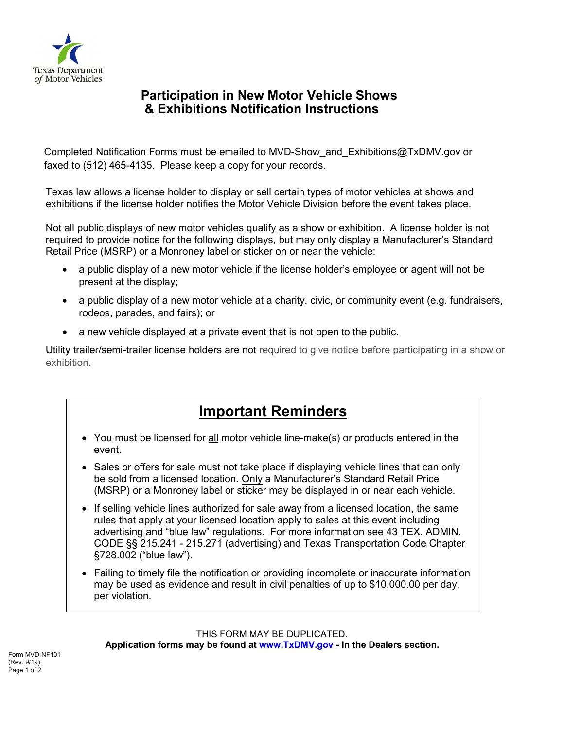Texas Department of Motor Vehicles

# Participation in New Motor Vehicle Shows & Exhibitions Notification Instructions

Completed Notification Forms must be emailed to MVD-Show_and_Exhibitions@TxDMV.gov or faxed to (512) 465-4135. Please keep a copy for your records.

Texas law allows a license holder to display or sell certain types of motor vehicles at shows and exhibitions if the license holder notifies the Motor Vehicle Division before the event takes place.

Not all public displays of new motor vehicles qualify as a show or exhibition. A license holder is not required to provide notice for the following displays, but may only display a Manufacturer's Standard Retail Price (MSRP) or a Monroney label or sticker on or near the vehicle:

- a public display of a new motor vehicle if the license holder's employee or agent will not be present at the display;
- a public display of a new motor vehicle at a charity, civic, or community event (e.g. fundraisers, rodeos, parades, and fairs); or
- a new vehicle displayed at a private event that is not open to the public.

Utility trailer/semi-trailer license holders are not required to give notice before participating in a show or exhibition.

## Important Reminders

- You must be licensed for all motor vehicle line-make(s) or products entered in the event.
- Sales or offers for sale must not take place if displaying vehicle lines that can only be sold from a licensed location. Only a Manufacturer's Standard Retail Price (MSRP) or a Monroney label or sticker may be displayed in or near each vehicle.
- If selling vehicle lines authorized for sale away from a licensed location, the same rules that apply at your licensed location apply to sales at this event including advertising and "blue law" regulations. For more information see 43 TEX. ADMIN. CODE §§ 215.241 - 215.271 (advertising) and Texas Transportation Code Chapter §728.002 ("blue law").
- Failing to timely file the notification or providing incomplete or inaccurate information may be used as evidence and result in civil penalties of up to $10,000.00 per day, per violation.

THIS FORM MAY BE DUPLICATED.

**Application forms may be found at www.TxDMV.gov - In the Dealers section.**

Form MVD-NF101
(Rev. 9/19)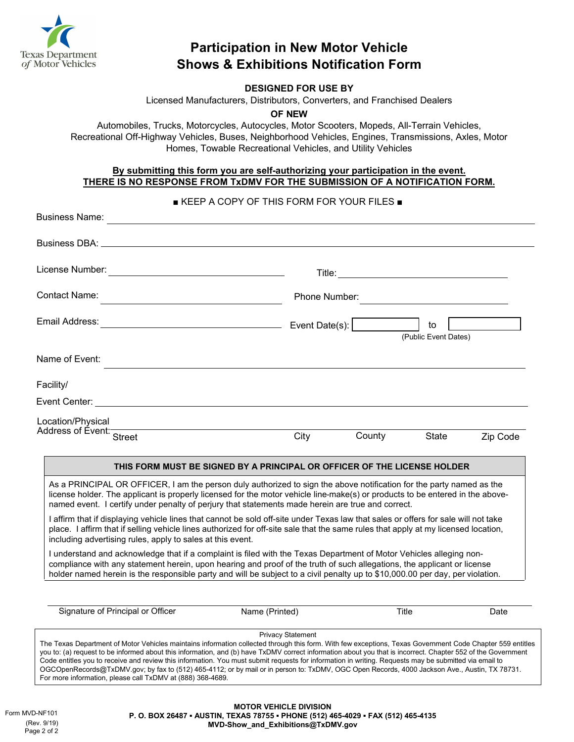Texas Department of Motor Vehicles

# Participation in New Motor Vehicle Shows & Exhibitions Notification Form

**DESIGNED FOR USE BY**

Licensed Manufacturers, Distributors, Converters, and Franchised Dealers

**OF NEW**

Automobiles, Trucks, Motorcycles, Autocycles, Motor Scooters, Mopeds, All-Terrain Vehicles, Recreational Off-Highway Vehicles, Buses, Neighborhood Vehicles, Engines, Transmissions, Axles, Motor Homes, Towable Recreational Vehicles, and Utility Vehicles

**By submitting this form you are self-authorizing your participation in the event.**
**THERE IS NO RESPONSE FROM TxDMV FOR THE SUBMISSION OF A NOTIFICATION FORM.**

■ KEEP A COPY OF THIS FORM FOR YOUR FILES ■

Business Name: ______________________________

Business DBA: ______________________________

License Number: ____________________ Title: ____________________

Contact Name: ____________________ Phone Number: ____________________

Email Address: ____________________ Event Date(s): __________ to __________ (Public Event Dates)

Name of Event: ______________________________

Facility/ Event Center: ______________________________

Location/Physical Address of Event: ______________________________

Street | City | County | State | Zip Code

**THIS FORM MUST BE SIGNED BY A PRINCIPAL OR OFFICER OF THE LICENSE HOLDER**

As a PRINCIPAL OR OFFICER, I am the person duly authorized to sign the above notification for the party named as the license holder. The applicant is properly licensed for the motor vehicle line-make(s) or products to be entered in the above-named event. I certify under penalty of perjury that statements made herein are true and correct.

I affirm that if displaying vehicle lines that cannot be sold off-site under Texas law that sales or offers for sale will not take place. I affirm that if selling vehicle lines authorized for off-site sale that the same rules that apply at my licensed location, including advertising rules, apply to sales at this event.

I understand and acknowledge that if a complaint is filed with the Texas Department of Motor Vehicles alleging non-compliance with any statement herein, upon hearing and proof of the truth of such allegations, the applicant or license holder named herein is the responsible party and will be subject to a civil penalty up to $10,000.00 per day, per violation.

______________________________

Signature of Principal or Officer | Name (Printed) | Title | Date

Privacy Statement

The Texas Department of Motor Vehicles maintains information collected through this form. With few exceptions, Texas Government Code Chapter 559 entitles you to: (a) request to be informed about this information, and (b) have TxDMV correct information about you that is incorrect. Chapter 552 of the Government Code entitles you to receive and review this information. You must submit requests for information in writing. Requests may be submitted via email to OGCOpenRecords@TxDMV.gov; by fax to (512) 465-4112; or by mail or in person to: TxDMV, OGC Open Records, 4000 Jackson Ave., Austin, TX 78731. For more information, please call TxDMV at (888) 368-4689.

Form MVD-NF101 (Rev. 9/19)

**MOTOR VEHICLE DIVISION**
**P. O. BOX 26487 ▪ AUSTIN, TEXAS 78755 ▪ PHONE (512) 465-4029 ▪ FAX (512) 465-4135**
**MVD-Show_and_Exhibitions@TxDMV.gov**